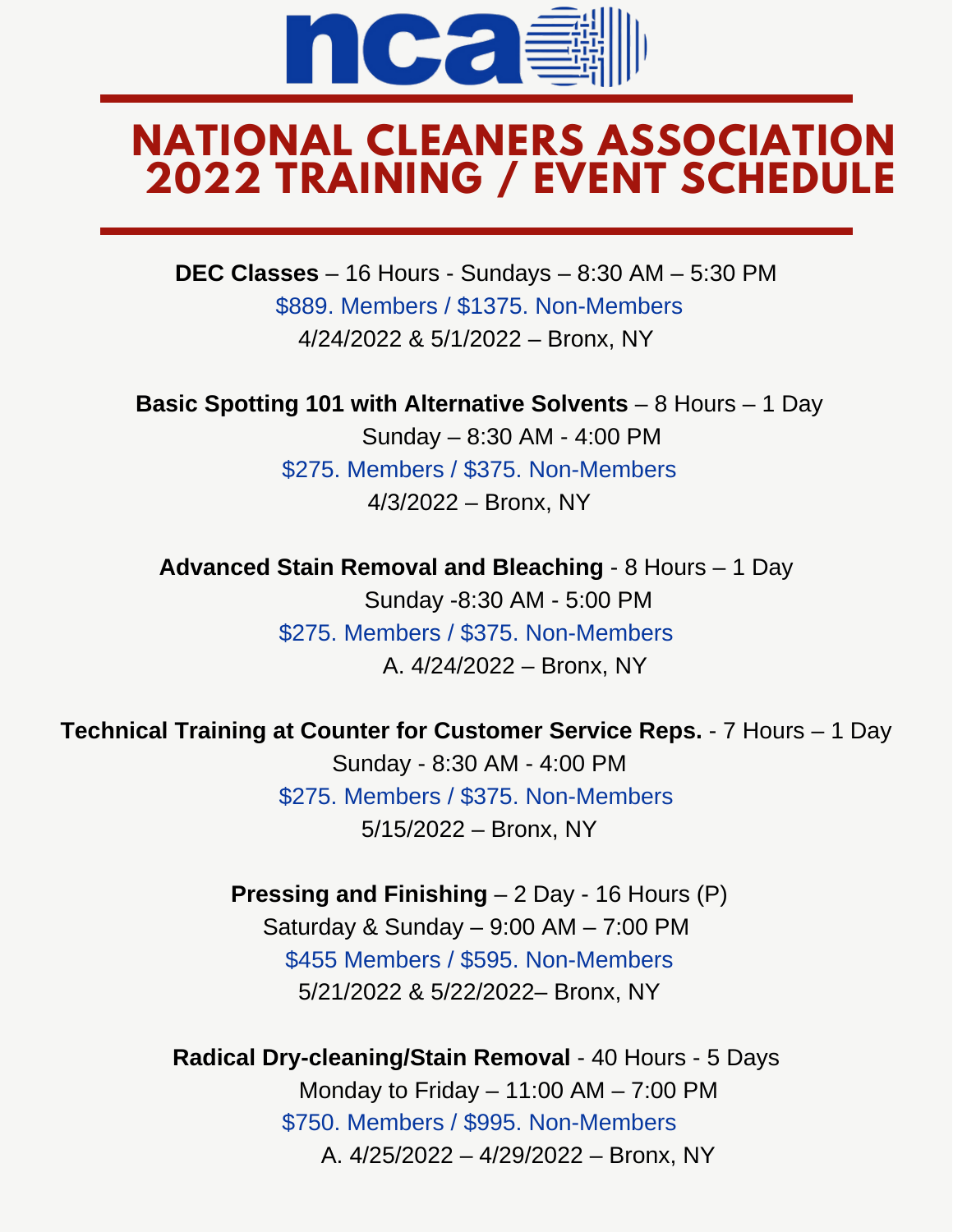nca

# NATIONAL CLEANERS ASSOCIATION 2022 TRAINING / EVENT SCHEDULE

**DEC Classes** – 16 Hours - Sundays – 8:30 AM – 5:30 PM
$889. Members / $1375. Non-Members
4/24/2022 & 5/1/2022 – Bronx, NY

**Basic Spotting 101 with Alternative Solvents** – 8 Hours – 1 Day
Sunday – 8:30 AM - 4:00 PM
$275. Members / $375. Non-Members
4/3/2022 – Bronx, NY

**Advanced Stain Removal and Bleaching** - 8 Hours – 1 Day
Sunday -8:30 AM - 5:00 PM
$275. Members / $375. Non-Members
A. 4/24/2022 – Bronx, NY

**Technical Training at Counter for Customer Service Reps.** - 7 Hours – 1 Day
Sunday - 8:30 AM - 4:00 PM
$275. Members / $375. Non-Members
5/15/2022 – Bronx, NY

**Pressing and Finishing** – 2 Day - 16 Hours (P)
Saturday & Sunday – 9:00 AM – 7:00 PM
$455 Members / $595. Non-Members
5/21/2022 & 5/22/2022– Bronx, NY

**Radical Dry-cleaning/Stain Removal** - 40 Hours - 5 Days
Monday to Friday – 11:00 AM – 7:00 PM
$750. Members / $995. Non-Members
A. 4/25/2022 – 4/29/2022 – Bronx, NY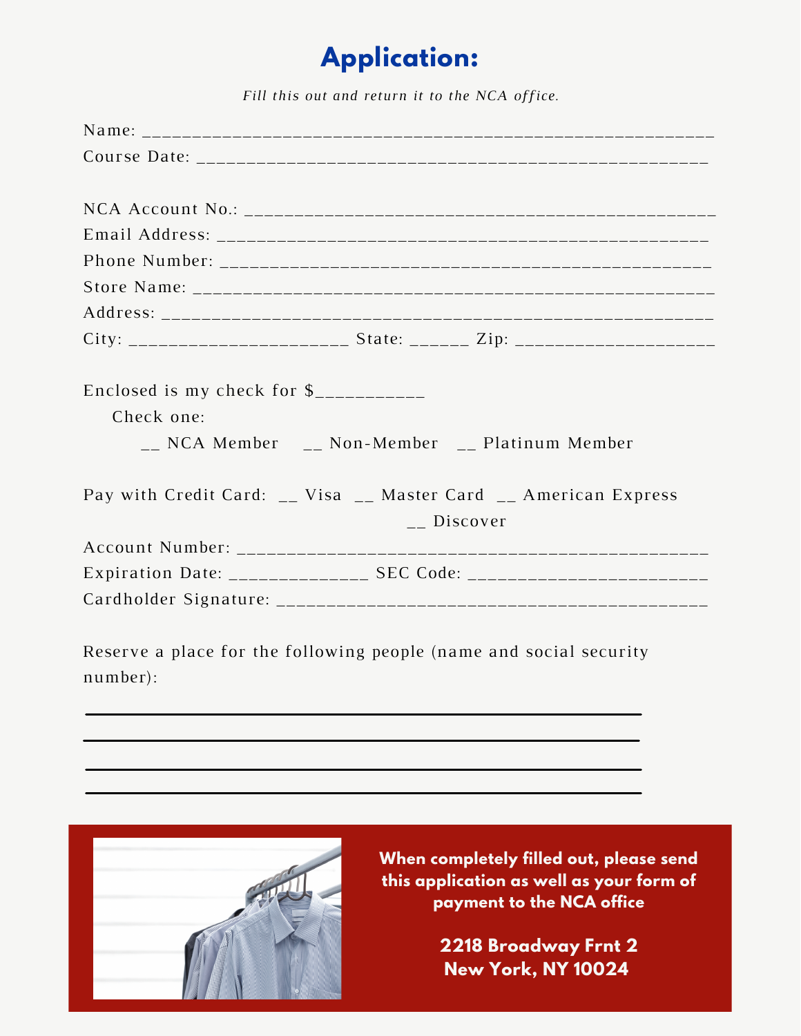# Application:

*Fill this out and return it to the NCA office.*

Name: ____________________________________________________

Course Date: ______________________________________________

NCA Account No.: ___________________________________________

Email Address: _____________________________________________

Phone Number: _____________________________________________

Store Name: _______________________________________________

Address: __________________________________________________

City: _____________________ State: ______ Zip: ___________________

Enclosed is my check for $___________

Check one:

__ NCA Member __ Non-Member __ Platinum Member

Pay with Credit Card: __ Visa __ Master Card __ American Express __ Discover

Account Number: ____________________________________________

Expiration Date: ______________ SEC Code: ______________________

Cardholder Signature: ________________________________________

Reserve a place for the following people (name and social security number):

______________________________________________________________

______________________________________________________________

______________________________________________________________

______________________________________________________________

**When completely filled out, please send this application as well as your form of payment to the NCA office**

**2218 Broadway Frnt 2**
**New York, NY 10024**